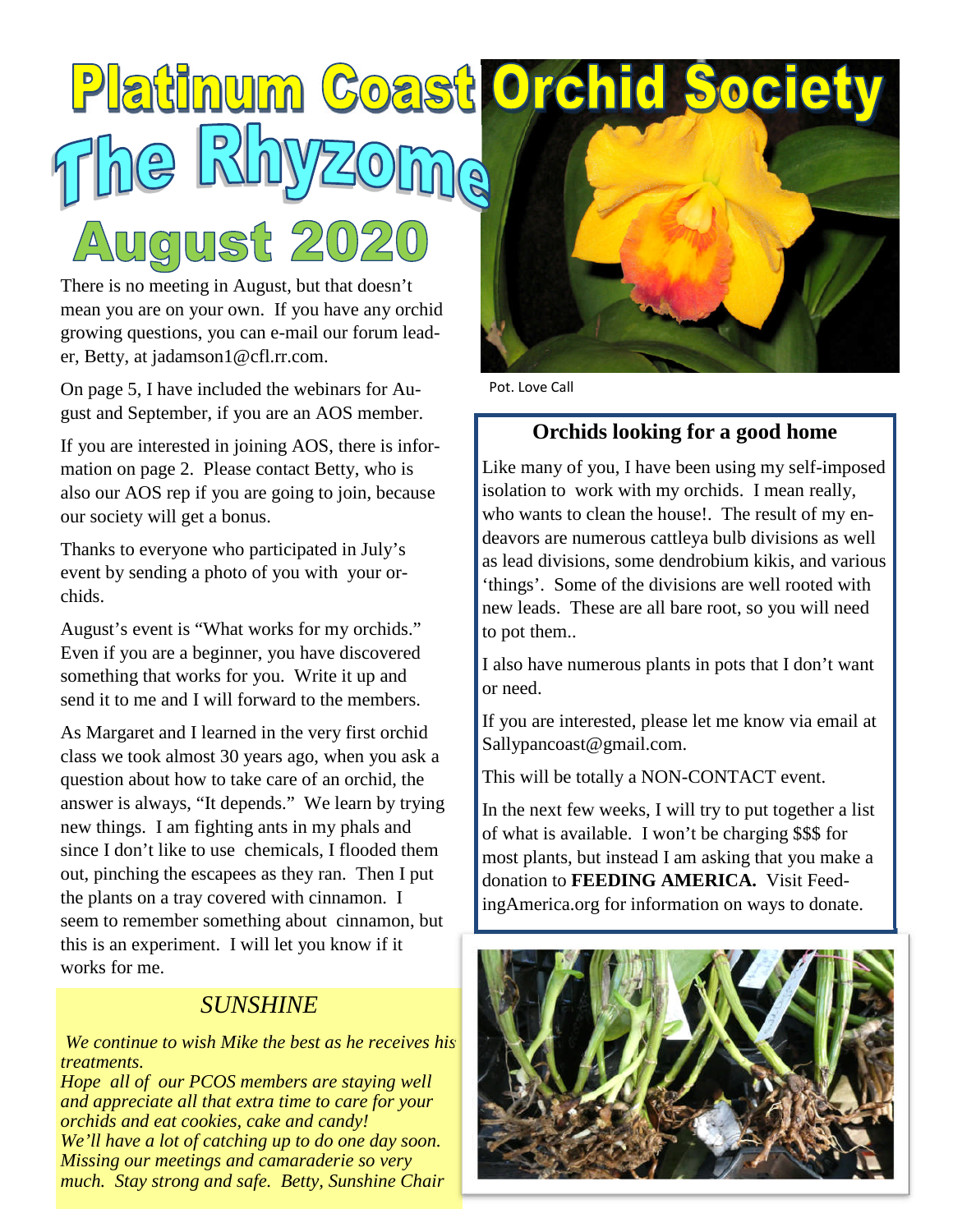# Platinum Coast Orchid Society

# The Rhyzome

## August 2020

There is no meeting in August, but that doesn't mean you are on your own. If you have any orchid growing questions, you can e-mail our forum leader, Betty, at jadamson1@cfl.rr.com.

On page 5, I have included the webinars for August and September, if you are an AOS member.

If you are interested in joining AOS, there is information on page 2. Please contact Betty, who is also our AOS rep if you are going to join, because our society will get a bonus.

Thanks to everyone who participated in July's event by sending a photo of you with your orchids.

August's event is "What works for my orchids." Even if you are a beginner, you have discovered something that works for you. Write it up and send it to me and I will forward to the members.

As Margaret and I learned in the very first orchid class we took almost 30 years ago, when you ask a question about how to take care of an orchid, the answer is always, "It depends." We learn by trying new things. I am fighting ants in my phals and since I don't like to use chemicals, I flooded them out, pinching the escapees as they ran. Then I put the plants on a tray covered with cinnamon. I seem to remember something about cinnamon, but this is an experiment. I will let you know if it works for me.

### *SUNSHINE*

*We continue to wish Mike the best as he receives his treatments.*
*Hope all of our PCOS members are staying well and appreciate all that extra time to care for your orchids and eat cookies, cake and candy!*
*We'll have a lot of catching up to do one day soon. Missing our meetings and camaraderie so very much. Stay strong and safe. Betty, Sunshine Chair*

Pot. Love Call

### Orchids looking for a good home

Like many of you, I have been using my self-imposed isolation to work with my orchids. I mean really, who wants to clean the house!. The result of my endeavors are numerous cattleya bulb divisions as well as lead divisions, some dendrobium kikis, and various 'things'. Some of the divisions are well rooted with new leads. These are all bare root, so you will need to pot them..

I also have numerous plants in pots that I don't want or need.

If you are interested, please let me know via email at Sallypancoast@gmail.com.

This will be totally a NON-CONTACT event.

In the next few weeks, I will try to put together a list of what is available. I won't be charging $$$ for most plants, but instead I am asking that you make a donation to **FEEDING AMERICA.** Visit FeedingAmerica.org for information on ways to donate.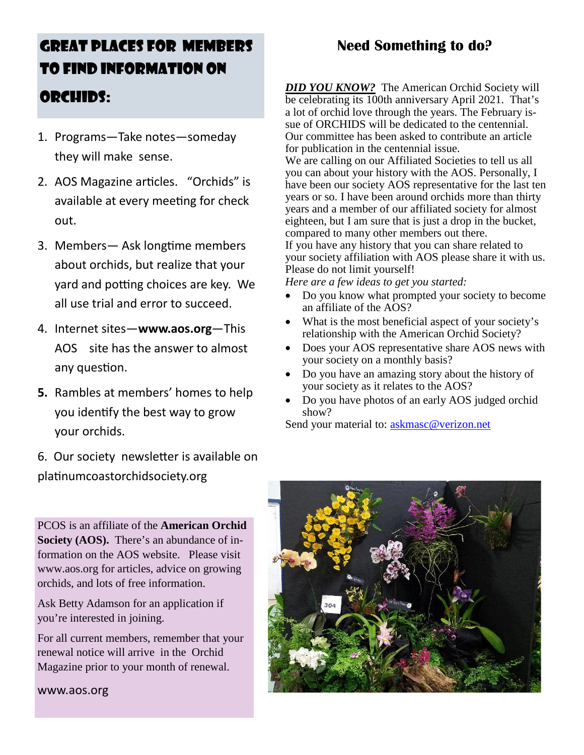## Great Places for Members to Find Information on Orchids:

1. Programs—Take notes—someday they will make sense.
2. AOS Magazine articles. "Orchids" is available at every meeting for check out.
3. Members— Ask longtime members about orchids, but realize that your yard and potting choices are key. We all use trial and error to succeed.
4. Internet sites—**www.aos.org**—This AOS site has the answer to almost any question.
5. Rambles at members' homes to help you identify the best way to grow your orchids.
6. Our society newsletter is available on platinumcoastorchidsociety.org

PCOS is an affiliate of the **American Orchid Society (AOS).** There's an abundance of information on the AOS website. Please visit www.aos.org for articles, advice on growing orchids, and lots of free information.

Ask Betty Adamson for an application if you're interested in joining.

For all current members, remember that your renewal notice will arrive in the Orchid Magazine prior to your month of renewal.

www.aos.org

## Need Something to do?

***DID YOU KNOW?*** The American Orchid Society will be celebrating its 100th anniversary April 2021. That's a lot of orchid love through the years. The February issue of ORCHIDS will be dedicated to the centennial. Our committee has been asked to contribute an article for publication in the centennial issue.

We are calling on our Affiliated Societies to tell us all you can about your history with the AOS. Personally, I have been our society AOS representative for the last ten years or so. I have been around orchids more than thirty years and a member of our affiliated society for almost eighteen, but I am sure that is just a drop in the bucket, compared to many other members out there.

If you have any history that you can share related to your society affiliation with AOS please share it with us. Please do not limit yourself!

*Here are a few ideas to get you started:*

- Do you know what prompted your society to become an affiliate of the AOS?
- What is the most beneficial aspect of your society's relationship with the American Orchid Society?
- Does your AOS representative share AOS news with your society on a monthly basis?
- Do you have an amazing story about the history of your society as it relates to the AOS?
- Do you have photos of an early AOS judged orchid show?

Send your material to: askmasc@verizon.net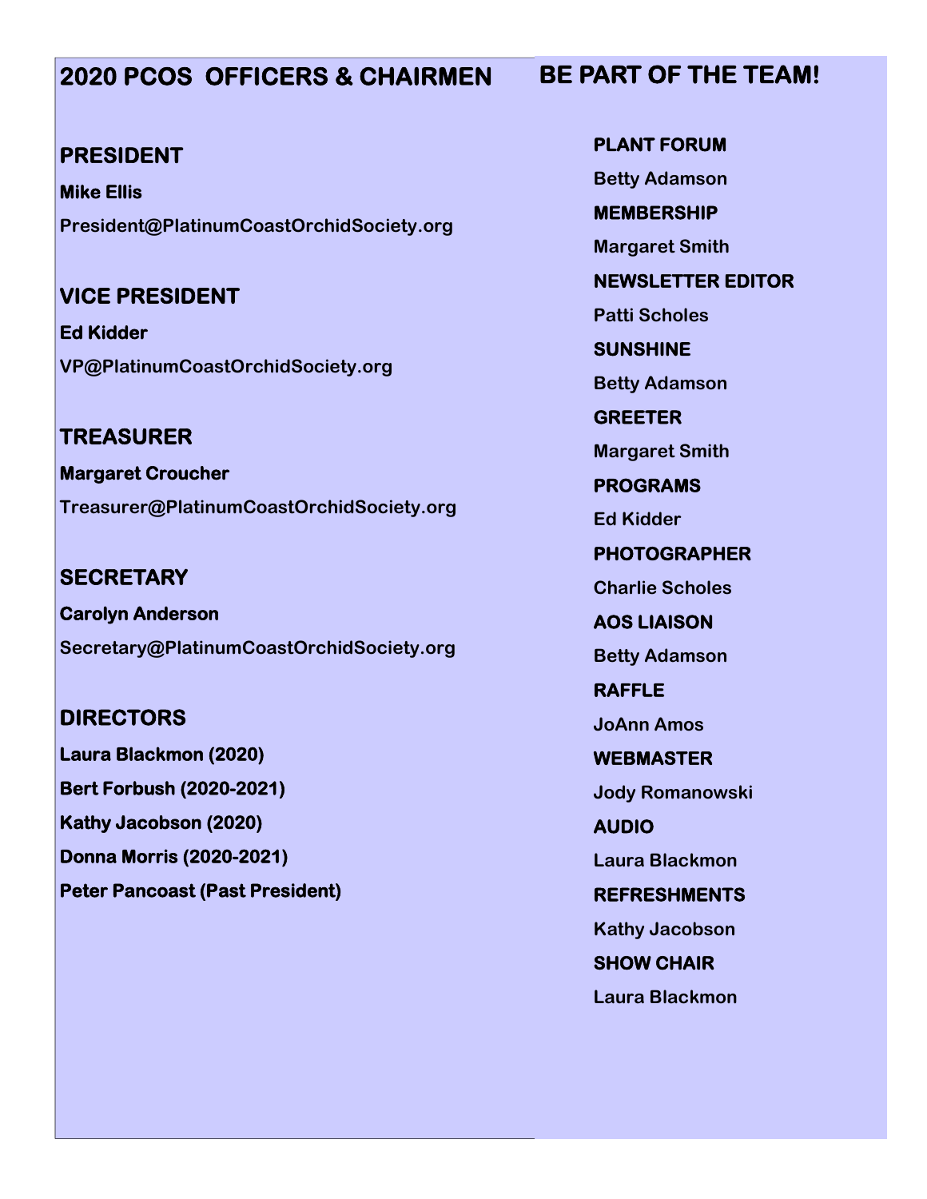## 2020 PCOS OFFICERS & CHAIRMEN

### PRESIDENT

**Mike Ellis**

**President@PlatinumCoastOrchidSociety.org**

### VICE PRESIDENT

**Ed Kidder**

**VP@PlatinumCoastOrchidSociety.org**

### TREASURER

**Margaret Croucher**

**Treasurer@PlatinumCoastOrchidSociety.org**

### SECRETARY

**Carolyn Anderson**

**Secretary@PlatinumCoastOrchidSociety.org**

### DIRECTORS

**Laura Blackmon (2020)**

**Bert Forbush (2020-2021)**

**Kathy Jacobson (2020)**

**Donna Morris (2020-2021)**

**Peter Pancoast (Past President)**

## BE PART OF THE TEAM!

**PLANT FORUM**

**Betty Adamson**

**MEMBERSHIP**

**Margaret Smith**

**NEWSLETTER EDITOR**

**Patti Scholes**

**SUNSHINE**

**Betty Adamson**

**GREETER**

**Margaret Smith**

**PROGRAMS**

**Ed Kidder**

**PHOTOGRAPHER**

**Charlie Scholes**

**AOS LIAISON**

**Betty Adamson**

**RAFFLE**

**JoAnn Amos**

**WEBMASTER**

**Jody Romanowski**

**AUDIO**

**Laura Blackmon**

**REFRESHMENTS**

**Kathy Jacobson**

**SHOW CHAIR**

**Laura Blackmon**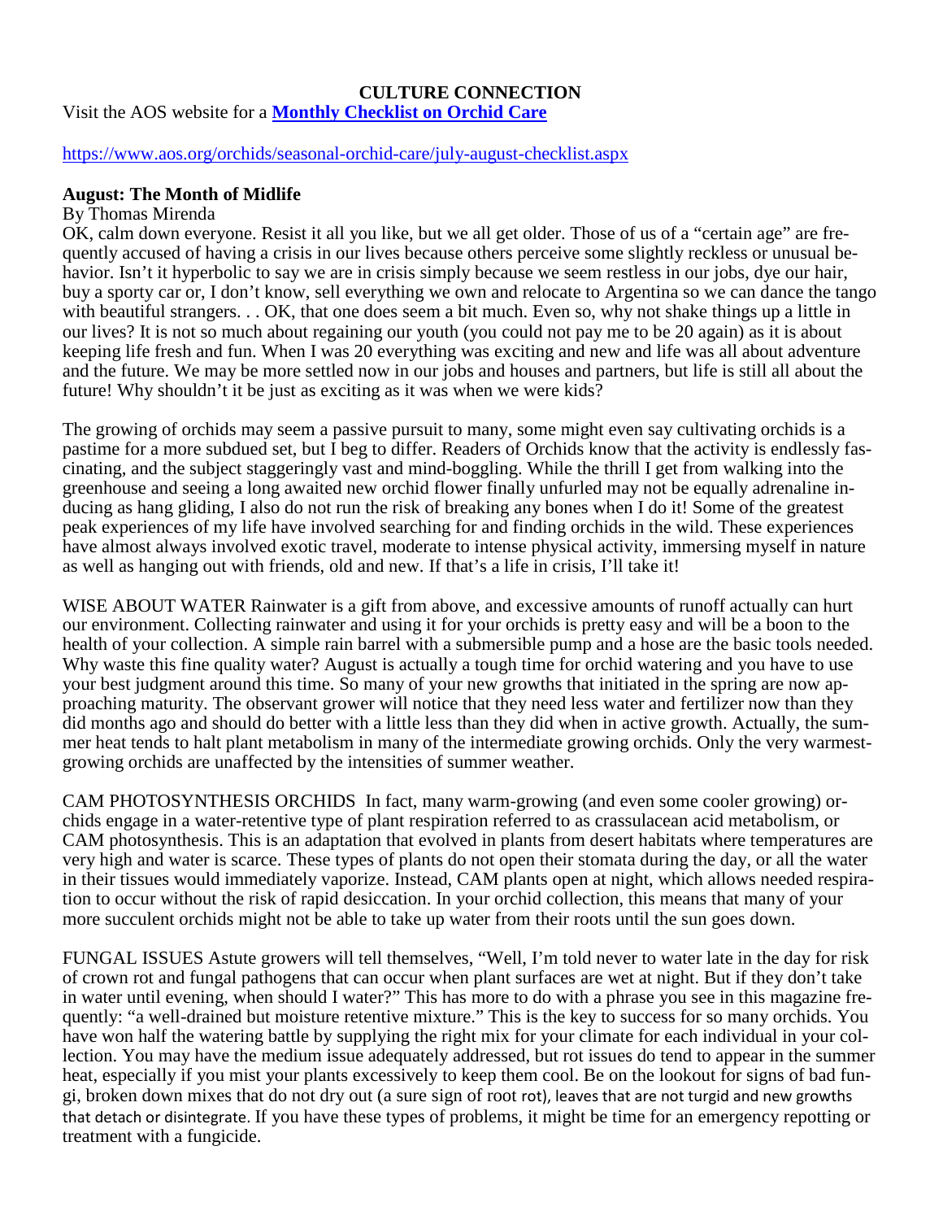# CULTURE CONNECTION

Visit the AOS website for a **[Monthly Checklist on Orchid Care](https://www.aos.org/orchids/seasonal-orchid-care/july-august-checklist.aspx)**

https://www.aos.org/orchids/seasonal-orchid-care/july-august-checklist.aspx

**August: The Month of Midlife**

By Thomas Mirenda

OK, calm down everyone. Resist it all you like, but we all get older. Those of us of a "certain age" are frequently accused of having a crisis in our lives because others perceive some slightly reckless or unusual behavior. Isn't it hyperbolic to say we are in crisis simply because we seem restless in our jobs, dye our hair, buy a sporty car or, I don't know, sell everything we own and relocate to Argentina so we can dance the tango with beautiful strangers. . . OK, that one does seem a bit much. Even so, why not shake things up a little in our lives? It is not so much about regaining our youth (you could not pay me to be 20 again) as it is about keeping life fresh and fun. When I was 20 everything was exciting and new and life was all about adventure and the future. We may be more settled now in our jobs and houses and partners, but life is still all about the future! Why shouldn't it be just as exciting as it was when we were kids?

The growing of orchids may seem a passive pursuit to many, some might even say cultivating orchids is a pastime for a more subdued set, but I beg to differ. Readers of Orchids know that the activity is endlessly fascinating, and the subject staggeringly vast and mind-boggling. While the thrill I get from walking into the greenhouse and seeing a long awaited new orchid flower finally unfurled may not be equally adrenaline inducing as hang gliding, I also do not run the risk of breaking any bones when I do it! Some of the greatest peak experiences of my life have involved searching for and finding orchids in the wild. These experiences have almost always involved exotic travel, moderate to intense physical activity, immersing myself in nature as well as hanging out with friends, old and new. If that's a life in crisis, I'll take it!

WISE ABOUT WATER Rainwater is a gift from above, and excessive amounts of runoff actually can hurt our environment. Collecting rainwater and using it for your orchids is pretty easy and will be a boon to the health of your collection. A simple rain barrel with a submersible pump and a hose are the basic tools needed. Why waste this fine quality water? August is actually a tough time for orchid watering and you have to use your best judgment around this time. So many of your new growths that initiated in the spring are now approaching maturity. The observant grower will notice that they need less water and fertilizer now than they did months ago and should do better with a little less than they did when in active growth. Actually, the summer heat tends to halt plant metabolism in many of the intermediate growing orchids. Only the very warmest-growing orchids are unaffected by the intensities of summer weather.

CAM PHOTOSYNTHESIS ORCHIDS In fact, many warm-growing (and even some cooler growing) orchids engage in a water-retentive type of plant respiration referred to as crassulacean acid metabolism, or CAM photosynthesis. This is an adaptation that evolved in plants from desert habitats where temperatures are very high and water is scarce. These types of plants do not open their stomata during the day, or all the water in their tissues would immediately vaporize. Instead, CAM plants open at night, which allows needed respiration to occur without the risk of rapid desiccation. In your orchid collection, this means that many of your more succulent orchids might not be able to take up water from their roots until the sun goes down.

FUNGAL ISSUES Astute growers will tell themselves, "Well, I'm told never to water late in the day for risk of crown rot and fungal pathogens that can occur when plant surfaces are wet at night. But if they don't take in water until evening, when should I water?" This has more to do with a phrase you see in this magazine frequently: "a well-drained but moisture retentive mixture." This is the key to success for so many orchids. You have won half the watering battle by supplying the right mix for your climate for each individual in your collection. You may have the medium issue adequately addressed, but rot issues do tend to appear in the summer heat, especially if you mist your plants excessively to keep them cool. Be on the lookout for signs of bad fungi, broken down mixes that do not dry out (a sure sign of root rot), leaves that are not turgid and new growths that detach or disintegrate. If you have these types of problems, it might be time for an emergency repotting or treatment with a fungicide.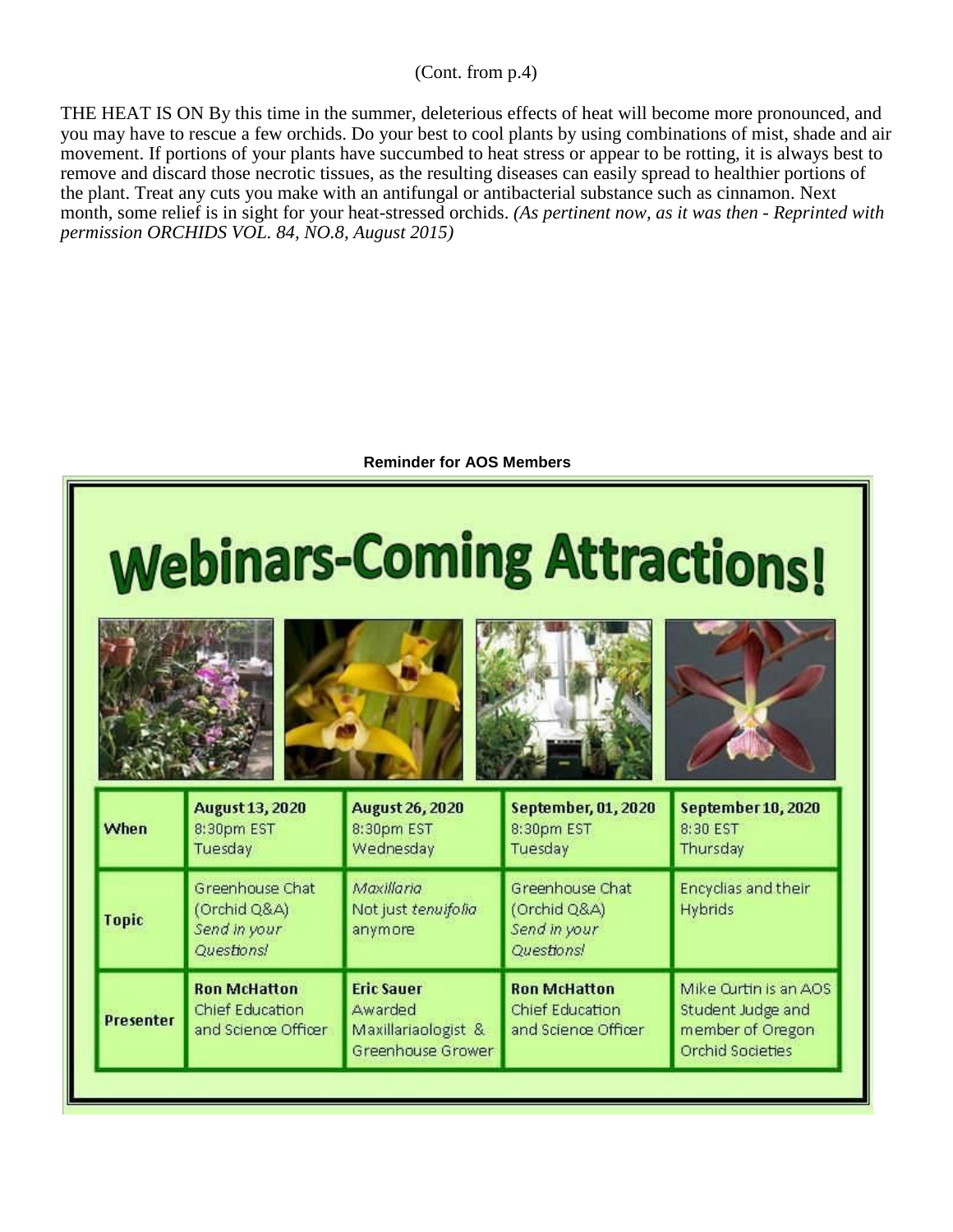(Cont. from p.4)

THE HEAT IS ON By this time in the summer, deleterious effects of heat will become more pronounced, and you may have to rescue a few orchids. Do your best to cool plants by using combinations of mist, shade and air movement. If portions of your plants have succumbed to heat stress or appear to be rotting, it is always best to remove and discard those necrotic tissues, as the resulting diseases can easily spread to healthier portions of the plant. Treat any cuts you make with an antifungal or antibacterial substance such as cinnamon. Next month, some relief is in sight for your heat-stressed orchids. *(As pertinent now, as it was then - Reprinted with permission ORCHIDS VOL. 84, NO.8, August 2015)*

**Reminder for AOS Members**

# Webinars-Coming Attractions!

| | | | | |
|---|---|---|---|---|
| **When** | **August 13, 2020** 8:30pm EST Tuesday | **August 26, 2020** 8:30pm EST Wednesday | **September, 01, 2020** 8:30pm EST Tuesday | **September 10, 2020** 8:30 EST Thursday |
| **Topic** | Greenhouse Chat (Orchid Q&A) *Send in your Questions!* | *Maxillaria* Not just *tenuifolia* anymore | Greenhouse Chat (Orchid Q&A) *Send in your Questions!* | Encyclias and their Hybrids |
| **Presenter** | **Ron McHatton** Chief Education and Science Officer | **Eric Sauer** Awarded Maxillariaologist & Greenhouse Grower | **Ron McHatton** Chief Education and Science Officer | Mike Curtin is an AOS Student Judge and member of Oregon Orchid Societies |